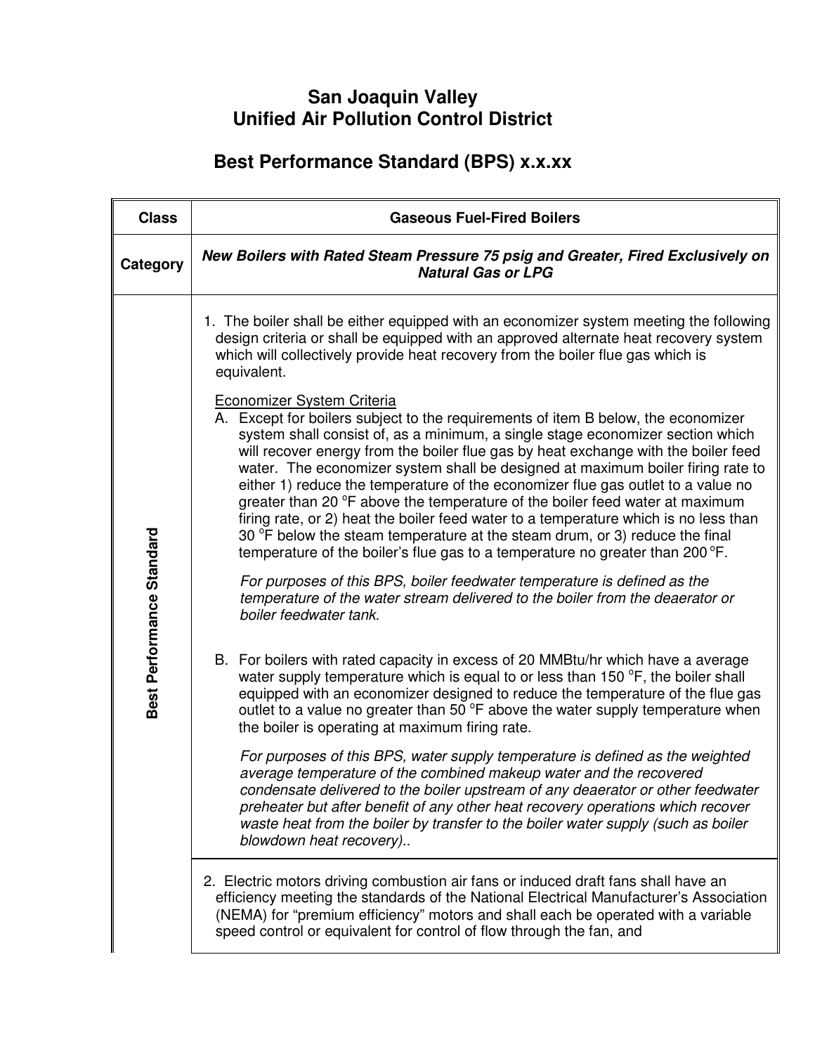# San Joaquin Valley Unified Air Pollution Control District

## Best Performance Standard (BPS) x.x.xx

| Class | Gaseous Fuel-Fired Boilers |
|---|---|
| Category | ***New Boilers with Rated Steam Pressure 75 psig and Greater, Fired Exclusively on Natural Gas or LPG*** |
| **Best Performance Standard** | 1. The boiler shall be either equipped with an economizer system meeting the following design criteria or shall be equipped with an approved alternate heat recovery system which will collectively provide heat recovery from the boiler flue gas which is equivalent.<br><br>Economizer System Criteria<br>A. Except for boilers subject to the requirements of item B below, the economizer system shall consist of, as a minimum, a single stage economizer section which will recover energy from the boiler flue gas by heat exchange with the boiler feed water. The economizer system shall be designed at maximum boiler firing rate to either 1) reduce the temperature of the economizer flue gas outlet to a value no greater than 20 °F above the temperature of the boiler feed water at maximum firing rate, or 2) heat the boiler feed water to a temperature which is no less than 30 °F below the steam temperature at the steam drum, or 3) reduce the final temperature of the boiler's flue gas to a temperature no greater than 200 °F.<br><br>*For purposes of this BPS, boiler feedwater temperature is defined as the temperature of the water stream delivered to the boiler from the deaerator or boiler feedwater tank.*<br><br>B. For boilers with rated capacity in excess of 20 MMBtu/hr which have a average water supply temperature which is equal to or less than 150 °F, the boiler shall equipped with an economizer designed to reduce the temperature of the flue gas outlet to a value no greater than 50 °F above the water supply temperature when the boiler is operating at maximum firing rate.<br><br>*For purposes of this BPS, water supply temperature is defined as the weighted average temperature of the combined makeup water and the recovered condensate delivered to the boiler upstream of any deaerator or other feedwater preheater but after benefit of any other heat recovery operations which recover waste heat from the boiler by transfer to the boiler water supply (such as boiler blowdown heat recovery)..* |
| | 2. Electric motors driving combustion air fans or induced draft fans shall have an efficiency meeting the standards of the National Electrical Manufacturer's Association (NEMA) for "premium efficiency" motors and shall each be operated with a variable speed control or equivalent for control of flow through the fan, and |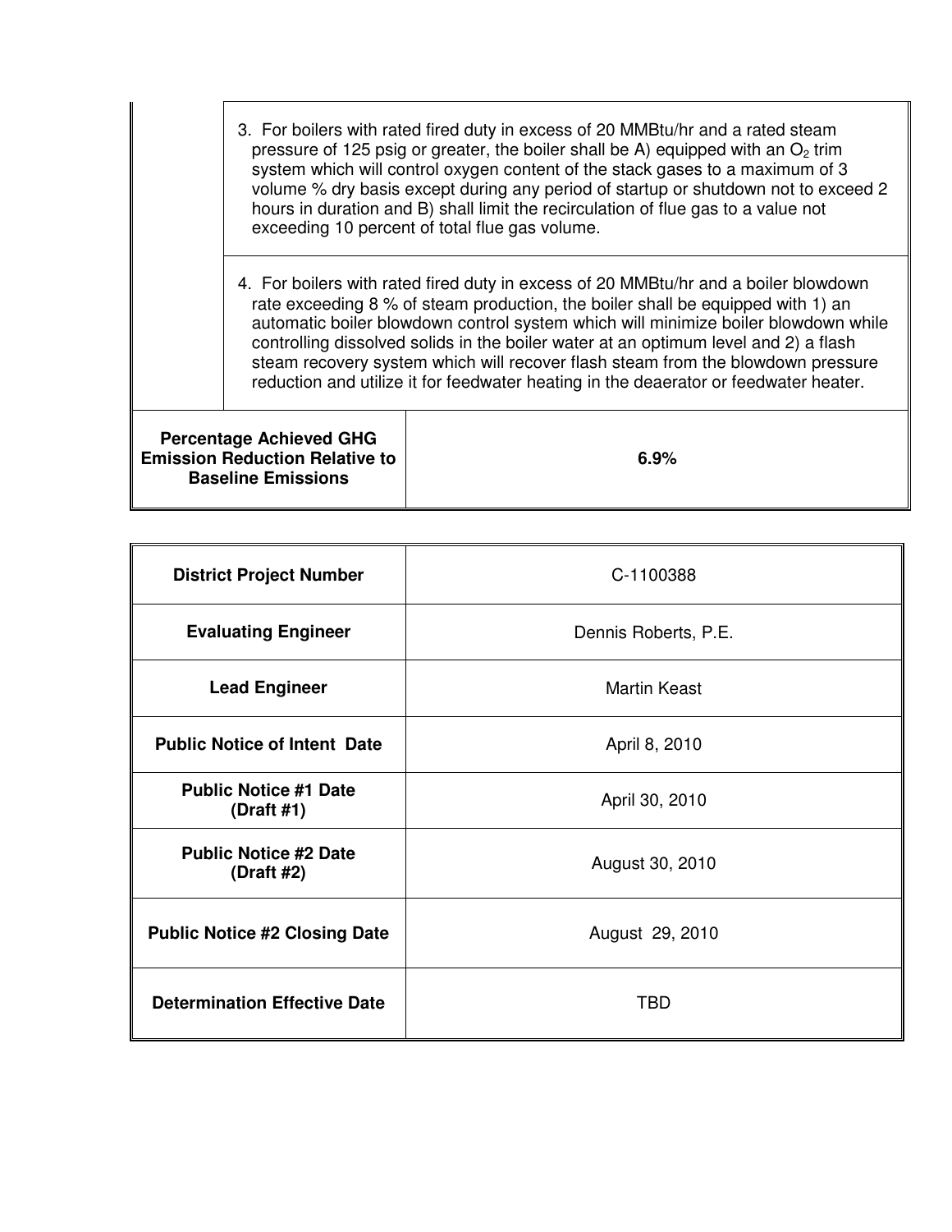| | |
|---|---|
| | 3. For boilers with rated fired duty in excess of 20 MMBtu/hr and a rated steam pressure of 125 psig or greater, the boiler shall be A) equipped with an $O_2$ trim system which will control oxygen content of the stack gases to a maximum of 3 volume % dry basis except during any period of startup or shutdown not to exceed 2 hours in duration and B) shall limit the recirculation of flue gas to a value not exceeding 10 percent of total flue gas volume. |
| | 4. For boilers with rated fired duty in excess of 20 MMBtu/hr and a boiler blowdown rate exceeding 8 % of steam production, the boiler shall be equipped with 1) an automatic boiler blowdown control system which will minimize boiler blowdown while controlling dissolved solids in the boiler water at an optimum level and 2) a flash steam recovery system which will recover flash steam from the blowdown pressure reduction and utilize it for feedwater heating in the deaerator or feedwater heater. |
| **Percentage Achieved GHG Emission Reduction Relative to Baseline Emissions** | **6.9%** |

| | |
|---|---|
| **District Project Number** | C-1100388 |
| **Evaluating Engineer** | Dennis Roberts, P.E. |
| **Lead Engineer** | Martin Keast |
| **Public Notice of Intent Date** | April 8, 2010 |
| **Public Notice #1 Date (Draft #1)** | April 30, 2010 |
| **Public Notice #2 Date (Draft #2)** | August 30, 2010 |
| **Public Notice #2 Closing Date** | August 29, 2010 |
| **Determination Effective Date** | TBD |